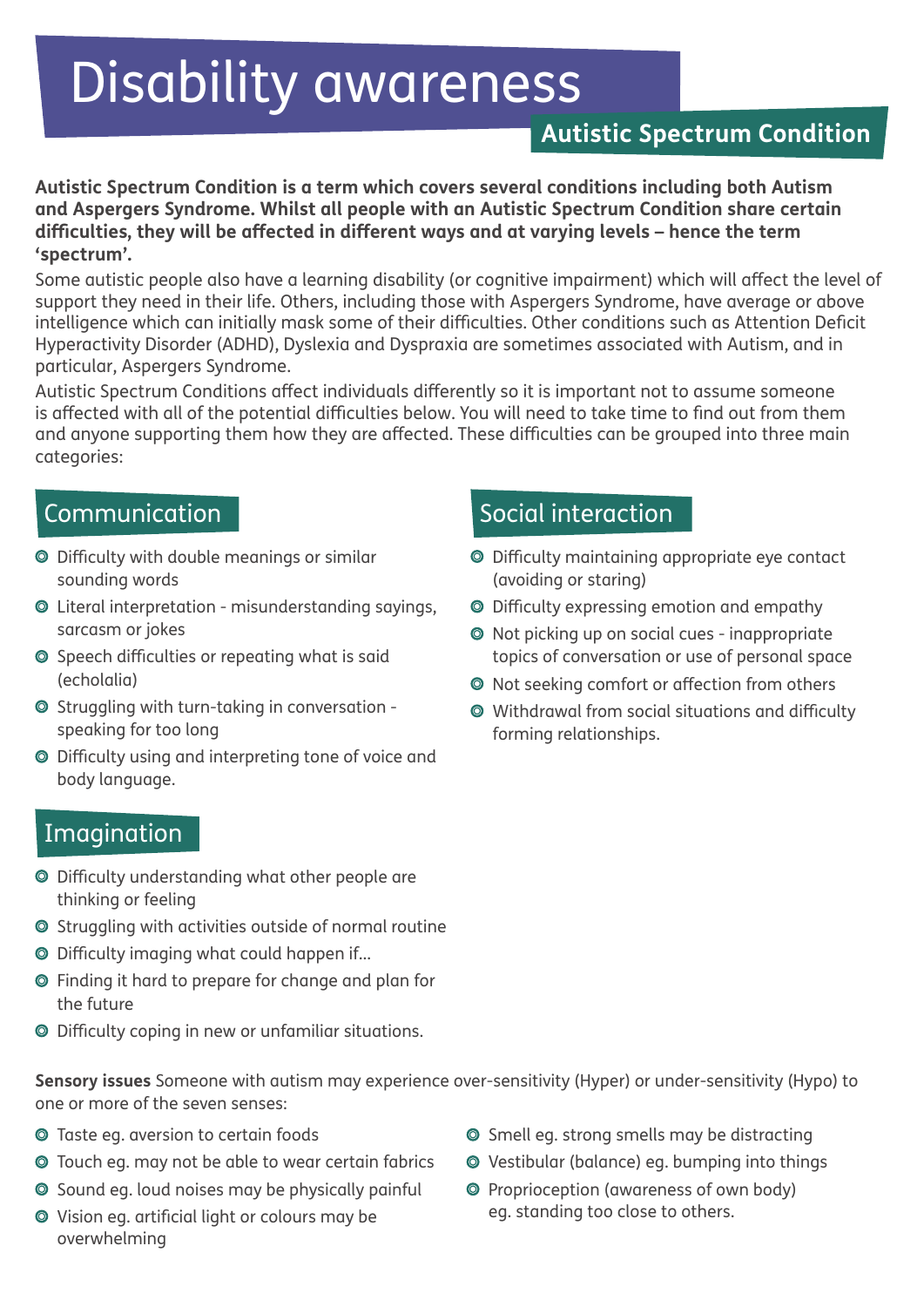# Disability awareness

## Autistic Spectrum Condition

**Autistic Spectrum Condition is a term which covers several conditions including both Autism and Aspergers Syndrome. Whilst all people with an Autistic Spectrum Condition share certain difficulties, they will be affected in different ways and at varying levels – hence the term 'spectrum'.**

Some autistic people also have a learning disability (or cognitive impairment) which will affect the level of support they need in their life. Others, including those with Aspergers Syndrome, have average or above intelligence which can initially mask some of their difficulties. Other conditions such as Attention Deficit Hyperactivity Disorder (ADHD), Dyslexia and Dyspraxia are sometimes associated with Autism, and in particular, Aspergers Syndrome.

Autistic Spectrum Conditions affect individuals differently so it is important not to assume someone is affected with all of the potential difficulties below. You will need to take time to find out from them and anyone supporting them how they are affected. These difficulties can be grouped into three main categories:

### Communication

- Difficulty with double meanings or similar sounding words
- Literal interpretation - misunderstanding sayings, sarcasm or jokes
- Speech difficulties or repeating what is said (echolalia)
- Struggling with turn-taking in conversation - speaking for too long
- Difficulty using and interpreting tone of voice and body language.

### Imagination

- Difficulty understanding what other people are thinking or feeling
- Struggling with activities outside of normal routine
- Difficulty imaging what could happen if...
- Finding it hard to prepare for change and plan for the future
- Difficulty coping in new or unfamiliar situations.

### Social interaction

- Difficulty maintaining appropriate eye contact (avoiding or staring)
- Difficulty expressing emotion and empathy
- Not picking up on social cues - inappropriate topics of conversation or use of personal space
- Not seeking comfort or affection from others
- Withdrawal from social situations and difficulty forming relationships.

**Sensory issues** Someone with autism may experience over-sensitivity (Hyper) or under-sensitivity (Hypo) to one or more of the seven senses:

- Taste eg. aversion to certain foods
- Touch eg. may not be able to wear certain fabrics
- Sound eg. loud noises may be physically painful
- Vision eg. artificial light or colours may be overwhelming
- Smell eg. strong smells may be distracting
- Vestibular (balance) eg. bumping into things
- Proprioception (awareness of own body) eg. standing too close to others.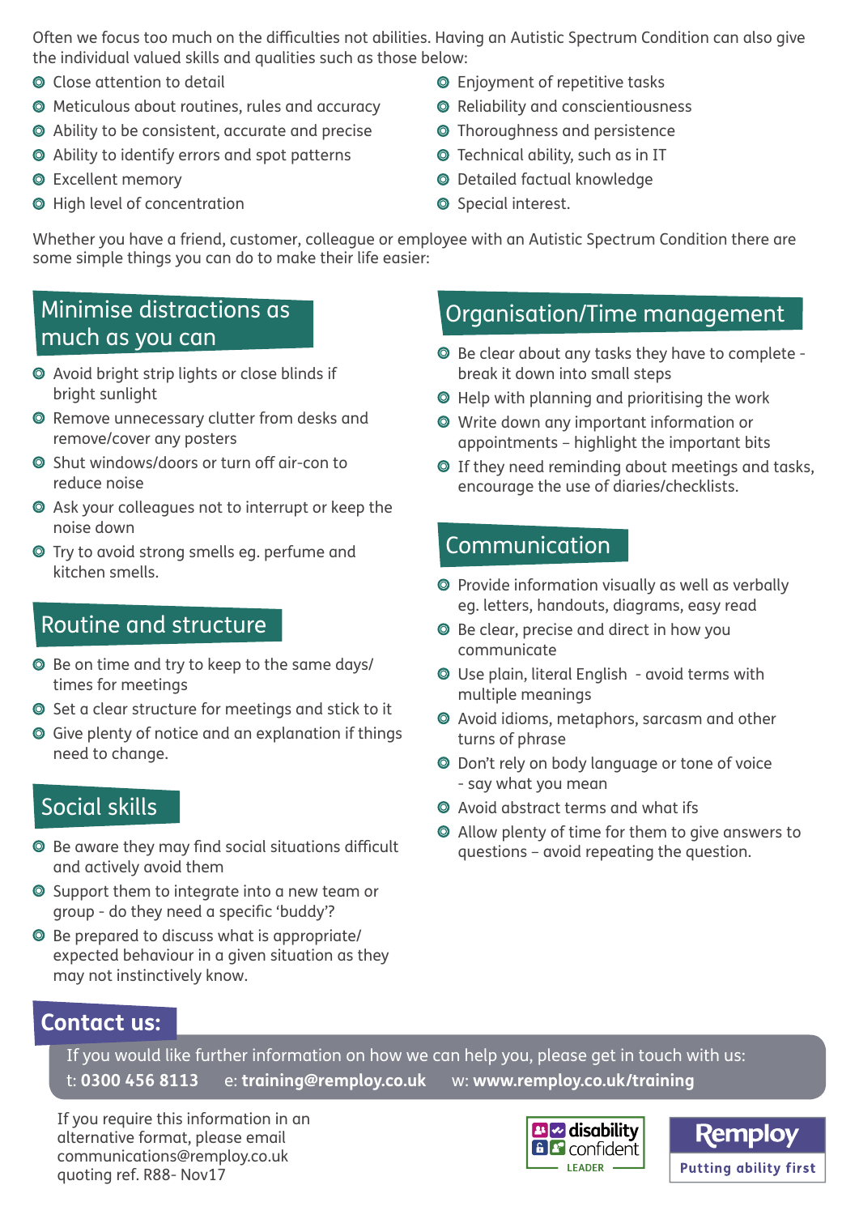Often we focus too much on the difficulties not abilities. Having an Autistic Spectrum Condition can also give the individual valued skills and qualities such as those below:

- Close attention to detail
- Meticulous about routines, rules and accuracy
- Ability to be consistent, accurate and precise
- Ability to identify errors and spot patterns
- Excellent memory
- High level of concentration
- Enjoyment of repetitive tasks
- Reliability and conscientiousness
- Thoroughness and persistence
- Technical ability, such as in IT
- Detailed factual knowledge
- Special interest.

Whether you have a friend, customer, colleague or employee with an Autistic Spectrum Condition there are some simple things you can do to make their life easier:

## Minimise distractions as much as you can

- Avoid bright strip lights or close blinds if bright sunlight
- Remove unnecessary clutter from desks and remove/cover any posters
- Shut windows/doors or turn off air-con to reduce noise
- Ask your colleagues not to interrupt or keep the noise down
- Try to avoid strong smells eg. perfume and kitchen smells.

## Routine and structure

- Be on time and try to keep to the same days/ times for meetings
- Set a clear structure for meetings and stick to it
- Give plenty of notice and an explanation if things need to change.

## Social skills

- Be aware they may find social situations difficult and actively avoid them
- Support them to integrate into a new team or group - do they need a specific 'buddy'?
- Be prepared to discuss what is appropriate/ expected behaviour in a given situation as they may not instinctively know.

## Organisation/Time management

- Be clear about any tasks they have to complete - break it down into small steps
- Help with planning and prioritising the work
- Write down any important information or appointments – highlight the important bits
- If they need reminding about meetings and tasks, encourage the use of diaries/checklists.

## Communication

- Provide information visually as well as verbally eg. letters, handouts, diagrams, easy read
- Be clear, precise and direct in how you communicate
- Use plain, literal English - avoid terms with multiple meanings
- Avoid idioms, metaphors, sarcasm and other turns of phrase
- Don't rely on body language or tone of voice - say what you mean
- Avoid abstract terms and what ifs
- Allow plenty of time for them to give answers to questions – avoid repeating the question.

## Contact us:

If you would like further information on how we can help you, please get in touch with us:
t: **0300 456 8113** e: **training@remploy.co.uk** w: **www.remploy.co.uk/training**

If you require this information in an alternative format, please email communications@remploy.co.uk quoting ref. R88- Nov17

disability confident LEADER

Remploy
Putting ability first